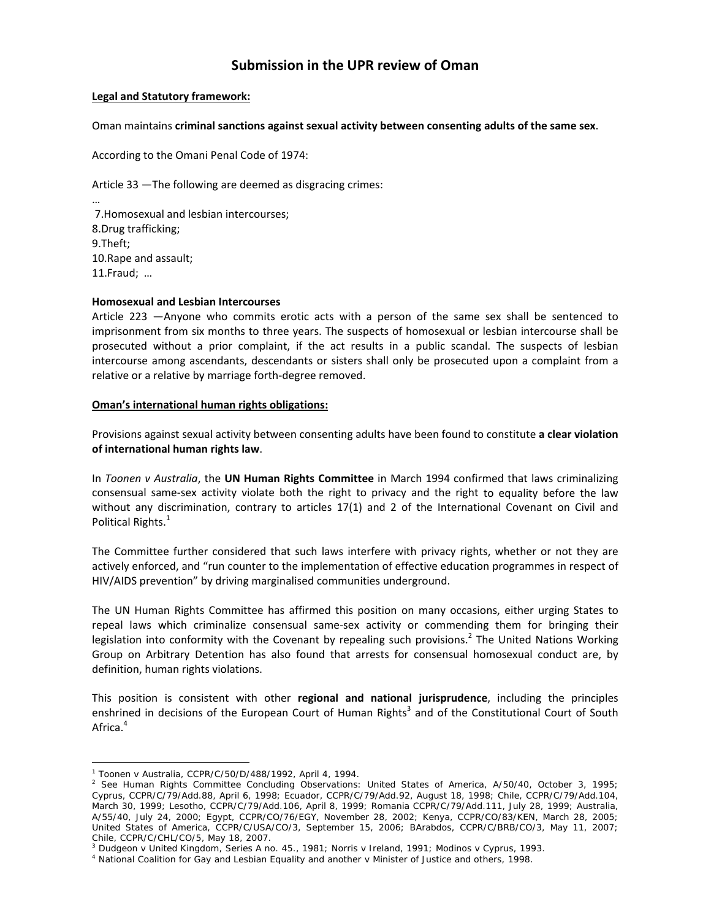# Submission in the UPR review of Oman

**Legal and Statutory framework:**

Oman maintains **criminal sanctions against sexual activity between consenting adults of the same sex**.

According to the Omani Penal Code of 1974:

Article 33 —The following are deemed as disgracing crimes:

…

7.Homosexual and lesbian intercourses;
8.Drug trafficking;
9.Theft;
10.Rape and assault;
11.Fraud; …

**Homosexual and Lesbian Intercourses**

Article 223 —Anyone who commits erotic acts with a person of the same sex shall be sentenced to imprisonment from six months to three years. The suspects of homosexual or lesbian intercourse shall be prosecuted without a prior complaint, if the act results in a public scandal. The suspects of lesbian intercourse among ascendants, descendants or sisters shall only be prosecuted upon a complaint from a relative or a relative by marriage forth-degree removed.

**Oman's international human rights obligations:**

Provisions against sexual activity between consenting adults have been found to constitute **a clear violation of international human rights law**.

In *Toonen v Australia*, the **UN Human Rights Committee** in March 1994 confirmed that laws criminalizing consensual same-sex activity violate both the right to privacy and the right to equality before the law without any discrimination, contrary to articles 17(1) and 2 of the International Covenant on Civil and Political Rights.[1]

The Committee further considered that such laws interfere with privacy rights, whether or not they are actively enforced, and "run counter to the implementation of effective education programmes in respect of HIV/AIDS prevention" by driving marginalised communities underground.

The UN Human Rights Committee has affirmed this position on many occasions, either urging States to repeal laws which criminalize consensual same-sex activity or commending them for bringing their legislation into conformity with the Covenant by repealing such provisions.[2] The United Nations Working Group on Arbitrary Detention has also found that arrests for consensual homosexual conduct are, by definition, human rights violations.

This position is consistent with other **regional and national jurisprudence**, including the principles enshrined in decisions of the European Court of Human Rights[3] and of the Constitutional Court of South Africa.[4]

---

[1] Toonen v Australia, CCPR/C/50/D/488/1992, April 4, 1994.

[2] See Human Rights Committee Concluding Observations: United States of America, A/50/40, October 3, 1995; Cyprus, CCPR/C/79/Add.88, April 6, 1998; Ecuador, CCPR/C/79/Add.92, August 18, 1998; Chile, CCPR/C/79/Add.104, March 30, 1999; Lesotho, CCPR/C/79/Add.106, April 8, 1999; Romania CCPR/C/79/Add.111, July 28, 1999; Australia, A/55/40, July 24, 2000; Egypt, CCPR/CO/76/EGY, November 28, 2002; Kenya, CCPR/CO/83/KEN, March 28, 2005; United States of America, CCPR/C/USA/CO/3, September 15, 2006; BArabdos, CCPR/C/BRB/CO/3, May 11, 2007; Chile, CCPR/C/CHL/CO/5, May 18, 2007.

[3] Dudgeon v United Kingdom, Series A no. 45., 1981; Norris v Ireland, 1991; Modinos v Cyprus, 1993.

[4] National Coalition for Gay and Lesbian Equality and another v Minister of Justice and others, 1998.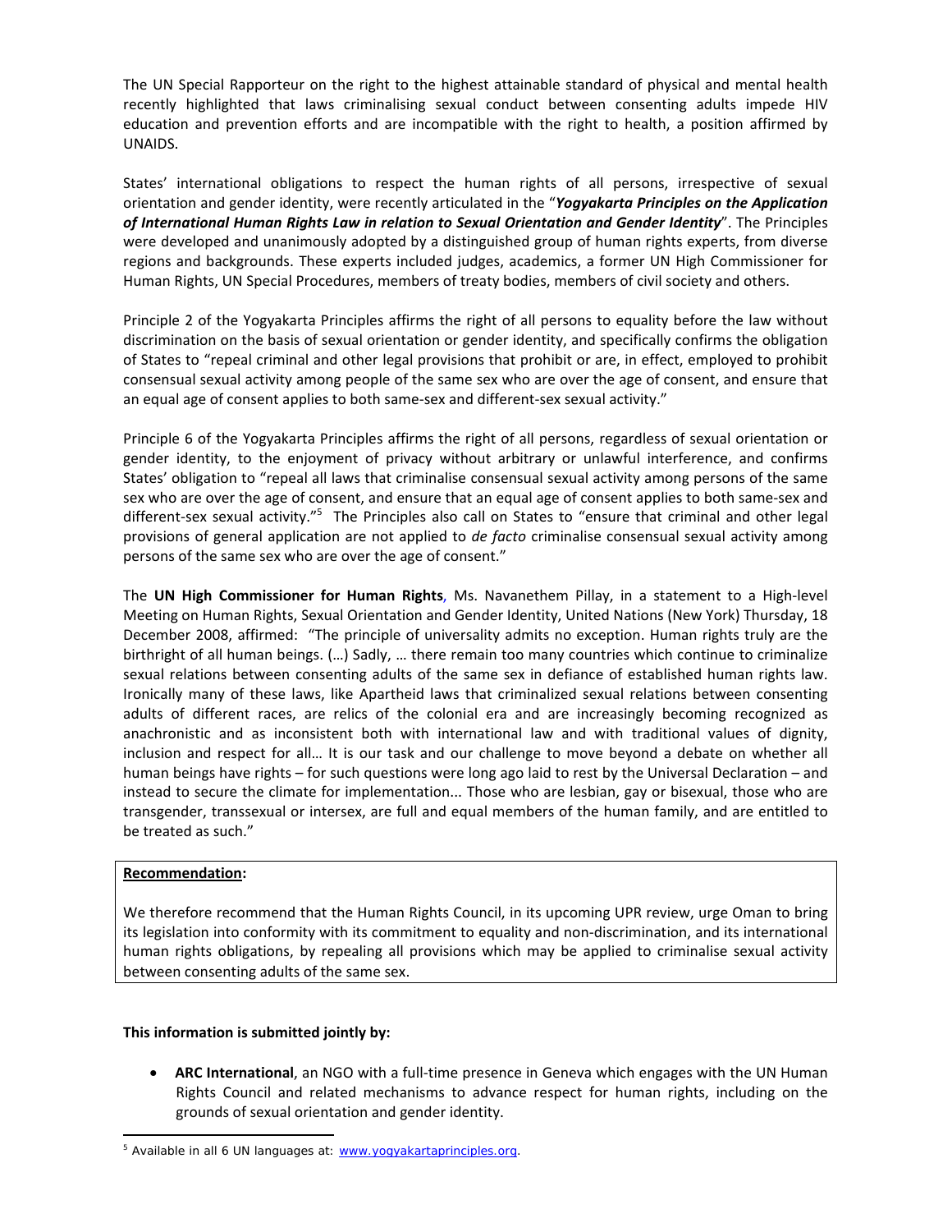The UN Special Rapporteur on the right to the highest attainable standard of physical and mental health recently highlighted that laws criminalising sexual conduct between consenting adults impede HIV education and prevention efforts and are incompatible with the right to health, a position affirmed by UNAIDS.

States' international obligations to respect the human rights of all persons, irrespective of sexual orientation and gender identity, were recently articulated in the "***Yogyakarta Principles on the Application of International Human Rights Law in relation to Sexual Orientation and Gender Identity***". The Principles were developed and unanimously adopted by a distinguished group of human rights experts, from diverse regions and backgrounds. These experts included judges, academics, a former UN High Commissioner for Human Rights, UN Special Procedures, members of treaty bodies, members of civil society and others.

Principle 2 of the Yogyakarta Principles affirms the right of all persons to equality before the law without discrimination on the basis of sexual orientation or gender identity, and specifically confirms the obligation of States to "repeal criminal and other legal provisions that prohibit or are, in effect, employed to prohibit consensual sexual activity among people of the same sex who are over the age of consent, and ensure that an equal age of consent applies to both same-sex and different-sex sexual activity."

Principle 6 of the Yogyakarta Principles affirms the right of all persons, regardless of sexual orientation or gender identity, to the enjoyment of privacy without arbitrary or unlawful interference, and confirms States' obligation to "repeal all laws that criminalise consensual sexual activity among persons of the same sex who are over the age of consent, and ensure that an equal age of consent applies to both same-sex and different-sex sexual activity."[5] The Principles also call on States to "ensure that criminal and other legal provisions of general application are not applied to *de facto* criminalise consensual sexual activity among persons of the same sex who are over the age of consent."

The **UN High Commissioner for Human Rights**, Ms. Navanethem Pillay, in a statement to a High-level Meeting on Human Rights, Sexual Orientation and Gender Identity, United Nations (New York) Thursday, 18 December 2008, affirmed: "The principle of universality admits no exception. Human rights truly are the birthright of all human beings. (…) Sadly, … there remain too many countries which continue to criminalize sexual relations between consenting adults of the same sex in defiance of established human rights law. Ironically many of these laws, like Apartheid laws that criminalized sexual relations between consenting adults of different races, are relics of the colonial era and are increasingly becoming recognized as anachronistic and as inconsistent both with international law and with traditional values of dignity, inclusion and respect for all… It is our task and our challenge to move beyond a debate on whether all human beings have rights – for such questions were long ago laid to rest by the Universal Declaration – and instead to secure the climate for implementation... Those who are lesbian, gay or bisexual, those who are transgender, transsexual or intersex, are full and equal members of the human family, and are entitled to be treated as such."

**Recommendation:**

We therefore recommend that the Human Rights Council, in its upcoming UPR review, urge Oman to bring its legislation into conformity with its commitment to equality and non-discrimination, and its international human rights obligations, by repealing all provisions which may be applied to criminalise sexual activity between consenting adults of the same sex.

**This information is submitted jointly by:**

- **ARC International**, an NGO with a full-time presence in Geneva which engages with the UN Human Rights Council and related mechanisms to advance respect for human rights, including on the grounds of sexual orientation and gender identity.

[5] Available in all 6 UN languages at: www.yogyakartaprinciples.org.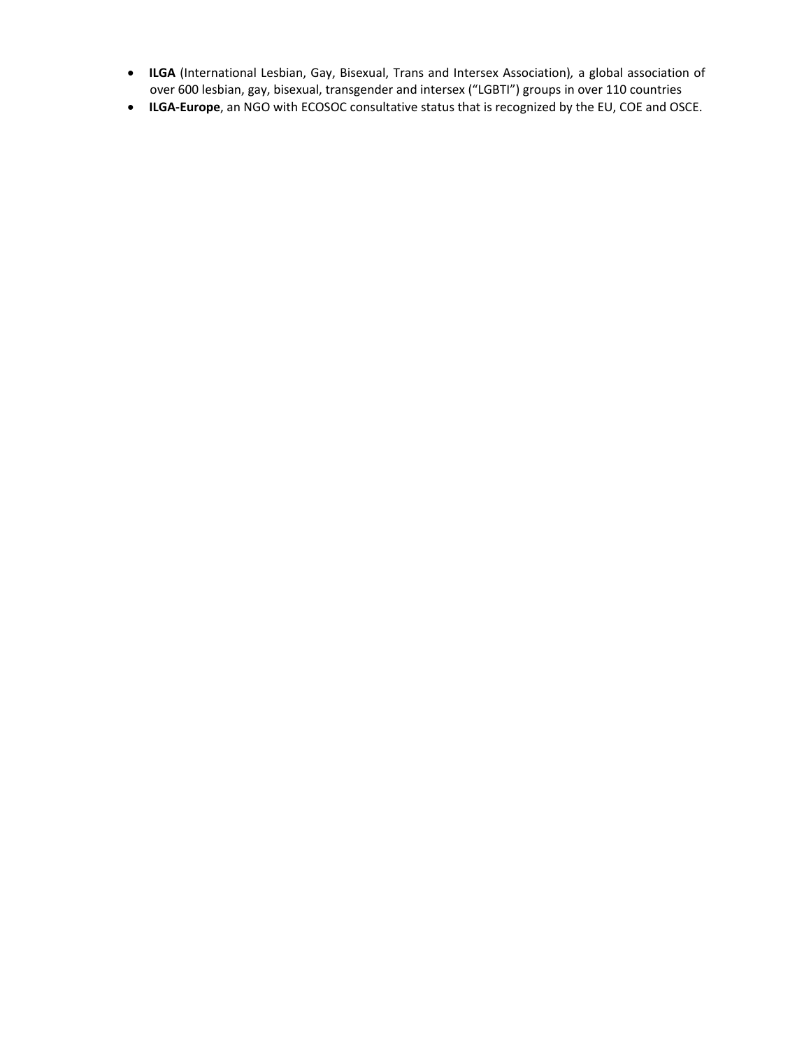- **ILGA** (International Lesbian, Gay, Bisexual, Trans and Intersex Association), a global association of over 600 lesbian, gay, bisexual, transgender and intersex ("LGBTI") groups in over 110 countries
- **ILGA-Europe**, an NGO with ECOSOC consultative status that is recognized by the EU, COE and OSCE.